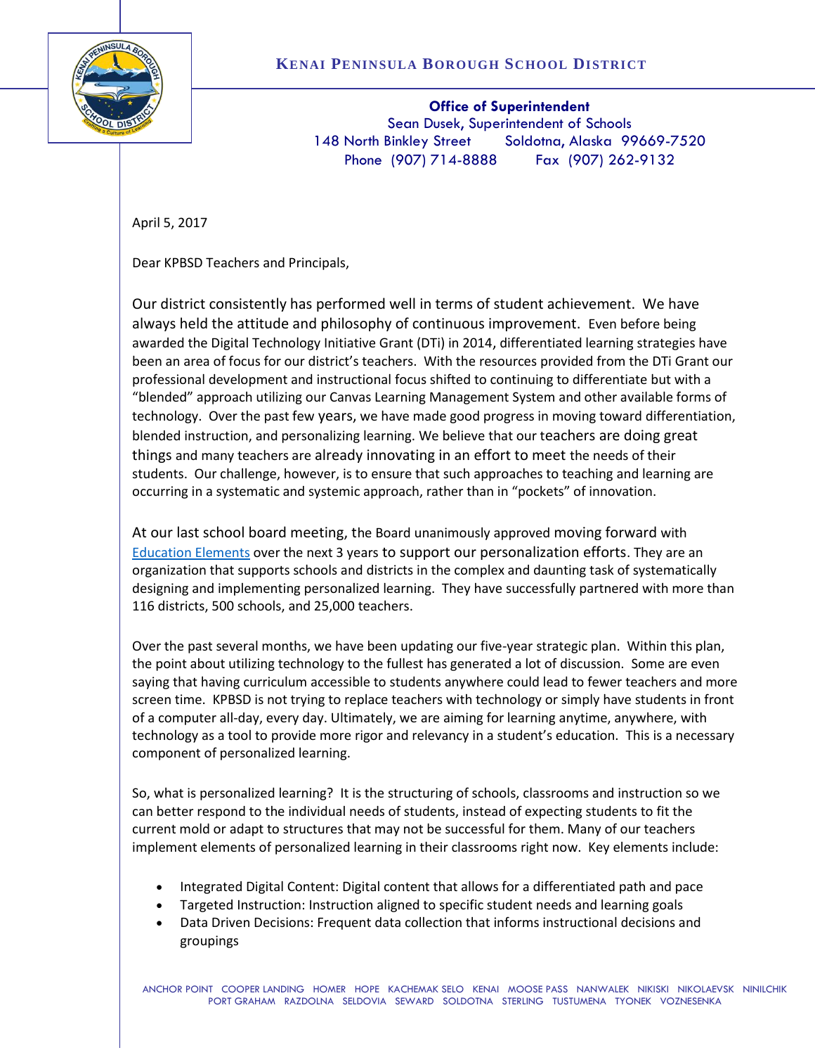# Kenai Peninsula Borough School District

**Office of Superintendent**
Sean Dusek, Superintendent of Schools
148 North Binkley Street Soldotna, Alaska 99669-7520
Phone (907) 714-8888 Fax (907) 262-9132

April 5, 2017

Dear KPBSD Teachers and Principals,

Our district consistently has performed well in terms of student achievement. We have always held the attitude and philosophy of continuous improvement. Even before being awarded the Digital Technology Initiative Grant (DTi) in 2014, differentiated learning strategies have been an area of focus for our district's teachers. With the resources provided from the DTi Grant our professional development and instructional focus shifted to continuing to differentiate but with a "blended" approach utilizing our Canvas Learning Management System and other available forms of technology. Over the past few years, we have made good progress in moving toward differentiation, blended instruction, and personalizing learning. We believe that our teachers are doing great things and many teachers are already innovating in an effort to meet the needs of their students. Our challenge, however, is to ensure that such approaches to teaching and learning are occurring in a systematic and systemic approach, rather than in "pockets" of innovation.

At our last school board meeting, the Board unanimously approved moving forward with Education Elements over the next 3 years to support our personalization efforts. They are an organization that supports schools and districts in the complex and daunting task of systematically designing and implementing personalized learning. They have successfully partnered with more than 116 districts, 500 schools, and 25,000 teachers.

Over the past several months, we have been updating our five-year strategic plan. Within this plan, the point about utilizing technology to the fullest has generated a lot of discussion. Some are even saying that having curriculum accessible to students anywhere could lead to fewer teachers and more screen time. KPBSD is not trying to replace teachers with technology or simply have students in front of a computer all-day, every day. Ultimately, we are aiming for learning anytime, anywhere, with technology as a tool to provide more rigor and relevancy in a student's education. This is a necessary component of personalized learning.

So, what is personalized learning? It is the structuring of schools, classrooms and instruction so we can better respond to the individual needs of students, instead of expecting students to fit the current mold or adapt to structures that may not be successful for them. Many of our teachers implement elements of personalized learning in their classrooms right now. Key elements include:

- Integrated Digital Content: Digital content that allows for a differentiated path and pace
- Targeted Instruction: Instruction aligned to specific student needs and learning goals
- Data Driven Decisions: Frequent data collection that informs instructional decisions and groupings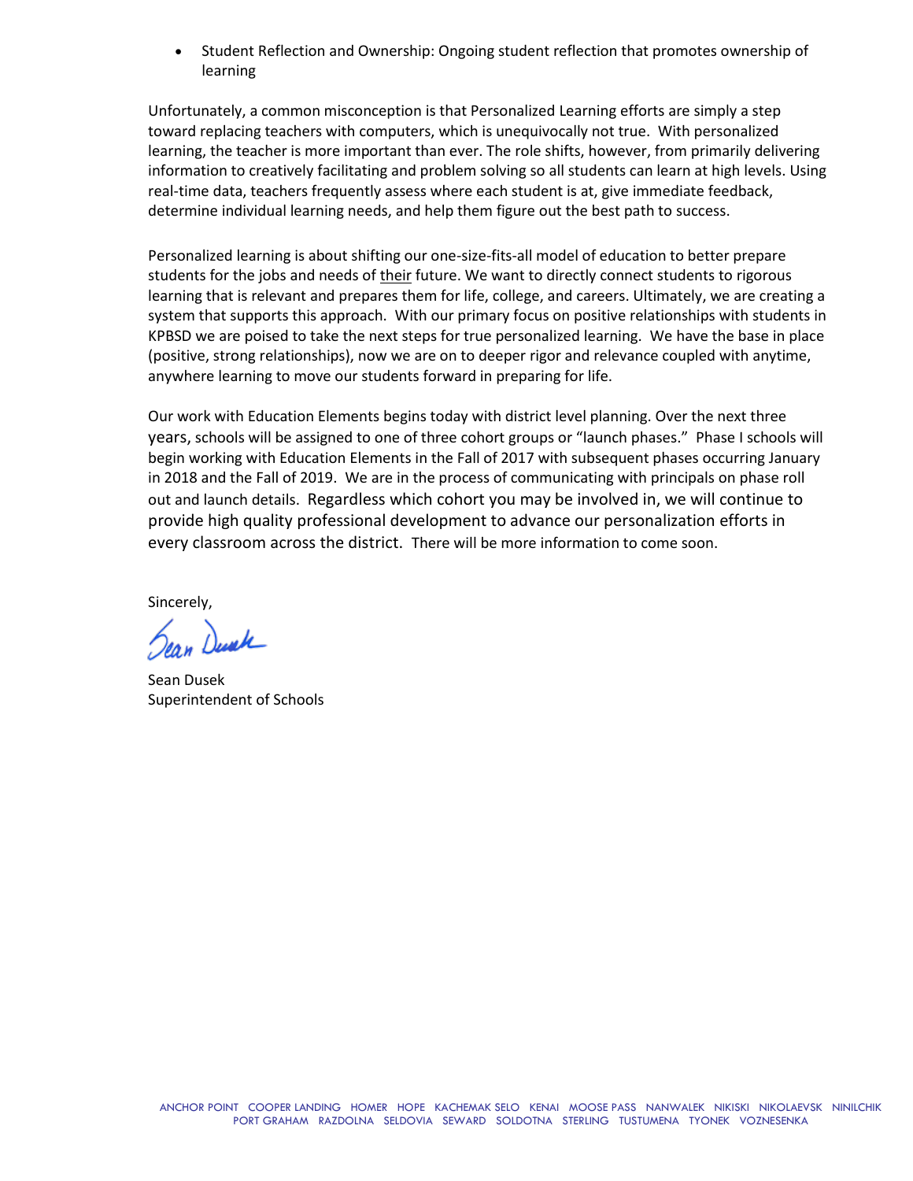- Student Reflection and Ownership: Ongoing student reflection that promotes ownership of learning

Unfortunately, a common misconception is that Personalized Learning efforts are simply a step toward replacing teachers with computers, which is unequivocally not true. With personalized learning, the teacher is more important than ever. The role shifts, however, from primarily delivering information to creatively facilitating and problem solving so all students can learn at high levels. Using real-time data, teachers frequently assess where each student is at, give immediate feedback, determine individual learning needs, and help them figure out the best path to success.

Personalized learning is about shifting our one-size-fits-all model of education to better prepare students for the jobs and needs of <u>their</u> future. We want to directly connect students to rigorous learning that is relevant and prepares them for life, college, and careers. Ultimately, we are creating a system that supports this approach. With our primary focus on positive relationships with students in KPBSD we are poised to take the next steps for true personalized learning. We have the base in place (positive, strong relationships), now we are on to deeper rigor and relevance coupled with anytime, anywhere learning to move our students forward in preparing for life.

Our work with Education Elements begins today with district level planning. Over the next three years, schools will be assigned to one of three cohort groups or "launch phases." Phase I schools will begin working with Education Elements in the Fall of 2017 with subsequent phases occurring January in 2018 and the Fall of 2019. We are in the process of communicating with principals on phase roll out and launch details. Regardless which cohort you may be involved in, we will continue to provide high quality professional development to advance our personalization efforts in every classroom across the district. There will be more information to come soon.

Sincerely,

Sean Dusek

Sean Dusek
Superintendent of Schools

ANCHOR POINT COOPER LANDING HOMER HOPE KACHEMAK SELO KENAI MOOSE PASS NANWALEK NIKISKI NIKOLAEVSK NINILCHIK PORT GRAHAM RAZDOLNA SELDOVIA SEWARD SOLDOTNA STERLING TUSTUMENA TYONEK VOZNESENKA